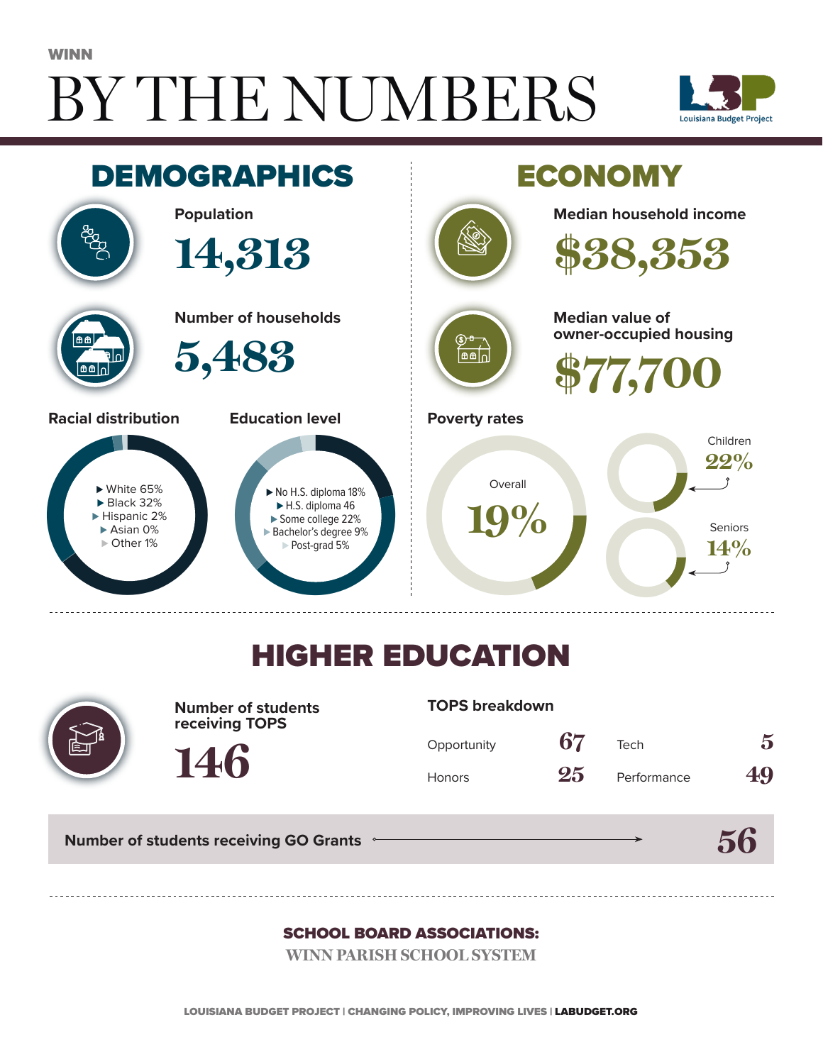WINN

# BY THE NUMBERS

Louisiana Budget Project

## DEMOGRAPHICS

**Population**

**14,313**

**Number of households**

**5,483**

**Racial distribution**

- White 65%
- Black 32%
- Hispanic 2%
- Asian 0%
- Other 1%

**Education level**

- No H.S. diploma 18%
- H.S. diploma 46
- Some college 22%
- Bachelor's degree 9%
- Post-grad 5%

## ECONOMY

**Median household income**

**$38,353**

**Median value of owner-occupied housing**

**$77,700**

**Poverty rates**

Overall **19%**

Children **22%**

Seniors **14%**

## HIGHER EDUCATION

**Number of students receiving TOPS**

**146**

**TOPS breakdown**

| | | | |
|---|---|---|---|
| Opportunity | 67 | Tech | 5 |
| Honors | 25 | Performance | 49 |

**Number of students receiving GO Grants** → **56**

**SCHOOL BOARD ASSOCIATIONS:**

WINN PARISH SCHOOL SYSTEM

LOUISIANA BUDGET PROJECT | CHANGING POLICY, IMPROVING LIVES | LABUDGET.ORG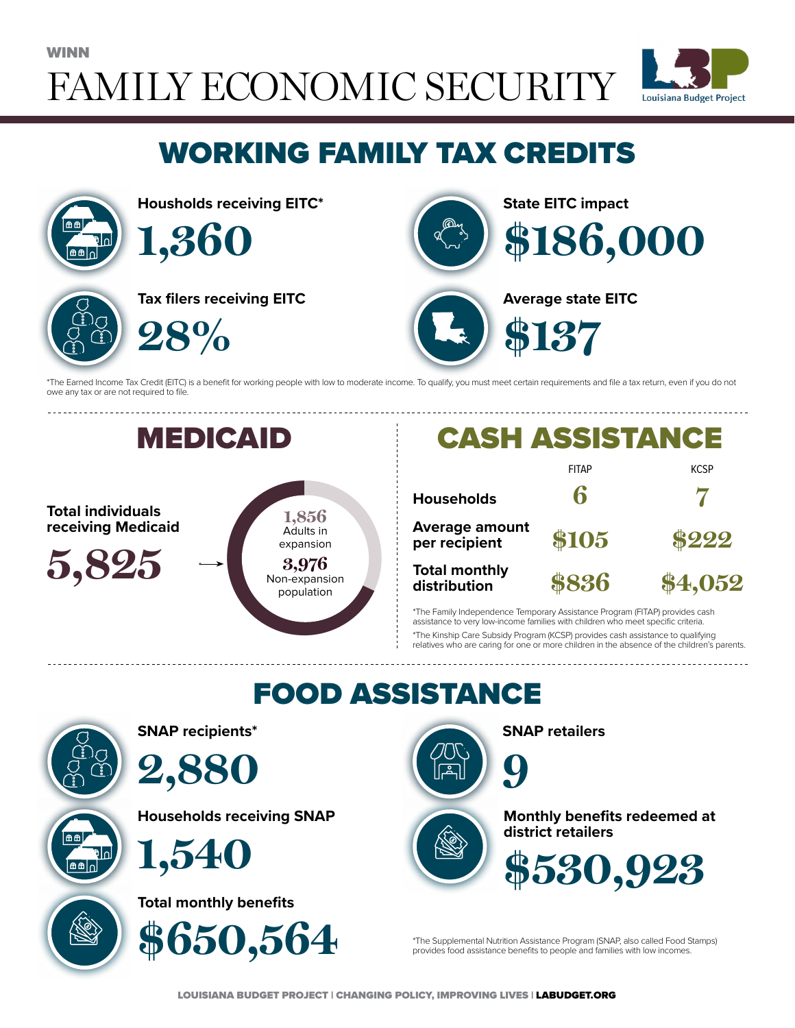WINN

# FAMILY ECONOMIC SECURITY

Louisiana Budget Project

## WORKING FAMILY TAX CREDITS

**Households receiving EITC***

1,360

**State EITC impact**

$186,000

**Tax filers receiving EITC**

28%

**Average state EITC**

$137

*The Earned Income Tax Credit (EITC) is a benefit for working people with low to moderate income. To qualify, you must meet certain requirements and file a tax return, even if you do not owe any tax or are not required to file.

## MEDICAID

**Total individuals receiving Medicaid**

5,825

1,856
Adults in expansion

3,976
Non-expansion population

## CASH ASSISTANCE

| | FITAP | KCSP |
|---|---|---|
| **Households** | 6 | 7 |
| **Average amount per recipient** | $105 | $222 |
| **Total monthly distribution** | $836 | $4,052 |

*The Family Independence Temporary Assistance Program (FITAP) provides cash assistance to very low-income families with children who meet specific criteria.

*The Kinship Care Subsidy Program (KCSP) provides cash assistance to qualifying relatives who are caring for one or more children in the absence of the children's parents.

## FOOD ASSISTANCE

**SNAP recipients***

2,880

**Households receiving SNAP**

1,540

**Total monthly benefits**

$650,564

**SNAP retailers**

9

**Monthly benefits redeemed at district retailers**

$530,923

*The Supplemental Nutrition Assistance Program (SNAP, also called Food Stamps) provides food assistance benefits to people and families with low incomes.

LOUISIANA BUDGET PROJECT | CHANGING POLICY, IMPROVING LIVES | LABUDGET.ORG